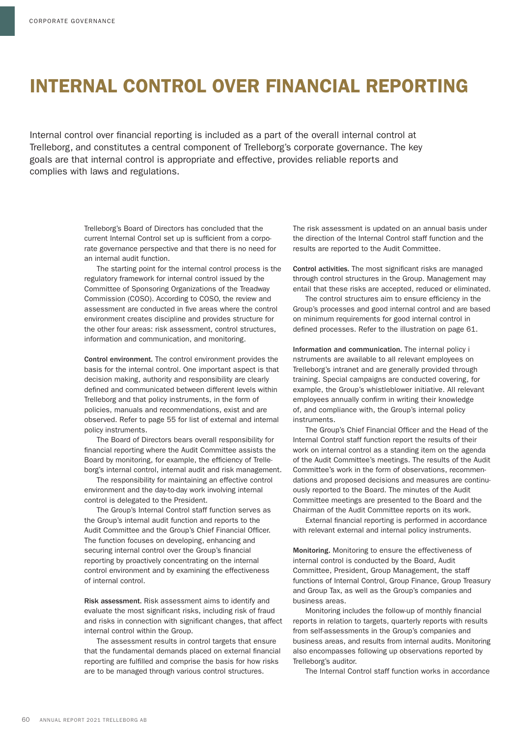# INTERNAL CONTROL OVER FINANCIAL REPORTING

Internal control over financial reporting is included as a part of the overall internal control at Trelleborg, and constitutes a central component of Trelleborg's corporate governance. The key goals are that internal control is appropriate and effective, provides reliable reports and complies with laws and regulations.

Trelleborg's Board of Directors has concluded that the current Internal Control set up is sufficient from a corporate governance perspective and that there is no need for an internal audit function.

The starting point for the internal control process is the regulatory framework for internal control issued by the Committee of Sponsoring Organizations of the Treadway Commission (COSO). According to COSO, the review and assessment are conducted in five areas where the control environment creates discipline and provides structure for the other four areas: risk assessment, control structures, information and communication, and monitoring.

**Control environment.** The control environment provides the basis for the internal control. One important aspect is that decision making, authority and responsibility are clearly defined and communicated between different levels within Trelleborg and that policy instruments, in the form of policies, manuals and recommendations, exist and are observed. Refer to page 55 for list of external and internal policy instruments.

The Board of Directors bears overall responsibility for financial reporting where the Audit Committee assists the Board by monitoring, for example, the efficiency of Trelleborg's internal control, internal audit and risk management.

The responsibility for maintaining an effective control environment and the day-to-day work involving internal control is delegated to the President.

The Group's Internal Control staff function serves as the Group's internal audit function and reports to the Audit Committee and the Group's Chief Financial Officer. The function focuses on developing, enhancing and securing internal control over the Group's financial reporting by proactively concentrating on the internal control environment and by examining the effectiveness of internal control.

**Risk assessment.** Risk assessment aims to identify and evaluate the most significant risks, including risk of fraud and risks in connection with significant changes, that affect internal control within the Group.

The assessment results in control targets that ensure that the fundamental demands placed on external financial reporting are fulfilled and comprise the basis for how risks are to be managed through various control structures.

The risk assessment is updated on an annual basis under the direction of the Internal Control staff function and the results are reported to the Audit Committee.

**Control activities.** The most significant risks are managed through control structures in the Group. Management may entail that these risks are accepted, reduced or eliminated.

The control structures aim to ensure efficiency in the Group's processes and good internal control and are based on minimum requirements for good internal control in defined processes. Refer to the illustration on page 61.

**Information and communication.** The internal policy i nstruments are available to all relevant employees on Trelleborg's intranet and are generally provided through training. Special campaigns are conducted covering, for example, the Group's whistleblower initiative. All relevant employees annually confirm in writing their knowledge of, and compliance with, the Group's internal policy instruments.

The Group's Chief Financial Officer and the Head of the Internal Control staff function report the results of their work on internal control as a standing item on the agenda of the Audit Committee's meetings. The results of the Audit Committee's work in the form of observations, recommendations and proposed decisions and measures are continuously reported to the Board. The minutes of the Audit Committee meetings are presented to the Board and the Chairman of the Audit Committee reports on its work.

External financial reporting is performed in accordance with relevant external and internal policy instruments.

**Monitoring.** Monitoring to ensure the effectiveness of internal control is conducted by the Board, Audit Committee, President, Group Management, the staff functions of Internal Control, Group Finance, Group Treasury and Group Tax, as well as the Group's companies and business areas.

Monitoring includes the follow-up of monthly financial reports in relation to targets, quarterly reports with results from self-assessments in the Group's companies and business areas, and results from internal audits. Monitoring also encompasses following up observations reported by Trelleborg's auditor.

The Internal Control staff function works in accordance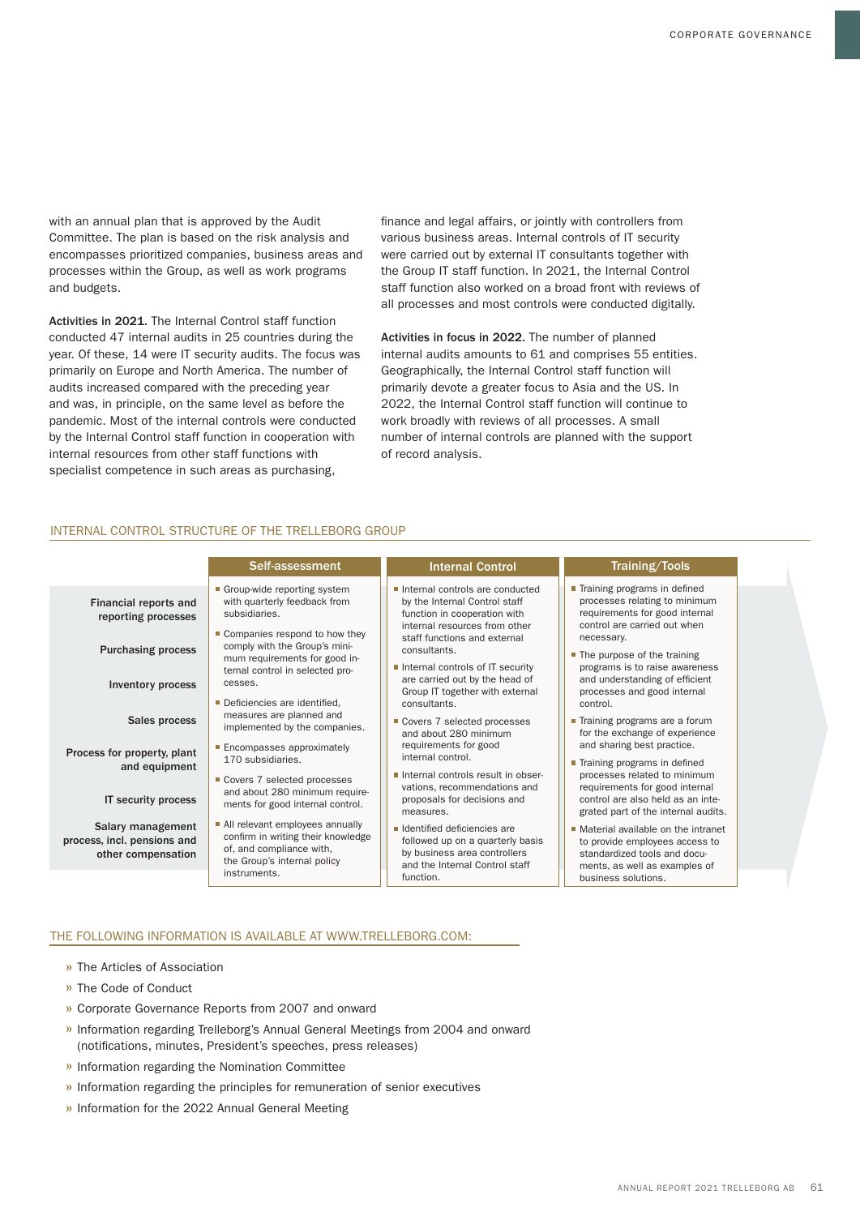with an annual plan that is approved by the Audit Committee. The plan is based on the risk analysis and encompasses prioritized companies, business areas and processes within the Group, as well as work programs and budgets.

**Activities in 2021.** The Internal Control staff function conducted 47 internal audits in 25 countries during the year. Of these, 14 were IT security audits. The focus was primarily on Europe and North America. The number of audits increased compared with the preceding year and was, in principle, on the same level as before the pandemic. Most of the internal controls were conducted by the Internal Control staff function in cooperation with internal resources from other staff functions with specialist competence in such areas as purchasing, finance and legal affairs, or jointly with controllers from various business areas. Internal controls of IT security were carried out by external IT consultants together with the Group IT staff function. In 2021, the Internal Control staff function also worked on a broad front with reviews of all processes and most controls were conducted digitally.

**Activities in focus in 2022.** The number of planned internal audits amounts to 61 and comprises 55 entities. Geographically, the Internal Control staff function will primarily devote a greater focus to Asia and the US. In 2022, the Internal Control staff function will continue to work broadly with reviews of all processes. A small number of internal controls are planned with the support of record analysis.

## INTERNAL CONTROL STRUCTURE OF THE TRELLEBORG GROUP

| | Self-assessment | Internal Control | Training/Tools |
|---|---|---|---|
| Financial reports and reporting processes<br>Purchasing process<br>Inventory process<br>Sales process<br>Process for property, plant and equipment<br>IT security process<br>Salary management process, incl. pensions and other compensation | ■ Group-wide reporting system with quarterly feedback from subsidiaries.<br>■ Companies respond to how they comply with the Group's minimum requirements for good internal control in selected processes.<br>■ Deficiencies are identified, measures are planned and implemented by the companies.<br>■ Encompasses approximately 170 subsidiaries.<br>■ Covers 7 selected processes and about 280 minimum requirements for good internal control.<br>■ All relevant employees annually confirm in writing their knowledge of, and compliance with, the Group's internal policy instruments. | ■ Internal controls are conducted by the Internal Control staff function in cooperation with internal resources from other staff functions and external consultants.<br>■ Internal controls of IT security are carried out by the head of Group IT together with external consultants.<br>■ Covers 7 selected processes and about 280 minimum requirements for good internal control.<br>■ Internal controls result in observations, recommendations and proposals for decisions and measures.<br>■ Identified deficiencies are followed up on a quarterly basis by business area controllers and the Internal Control staff function. | ■ Training programs in defined processes relating to minimum requirements for good internal control are carried out when necessary.<br>■ The purpose of the training programs is to raise awareness and understanding of efficient processes and good internal control.<br>■ Training programs are a forum for the exchange of experience and sharing best practice.<br>■ Training programs in defined processes related to minimum requirements for good internal control are also held as an integrated part of the internal audits.<br>■ Material available on the intranet to provide employees access to standardized tools and documents, as well as examples of business solutions. |

## THE FOLLOWING INFORMATION IS AVAILABLE AT WWW.TRELLEBORG.COM:

- » The Articles of Association
- » The Code of Conduct
- » Corporate Governance Reports from 2007 and onward
- » Information regarding Trelleborg's Annual General Meetings from 2004 and onward (notifications, minutes, President's speeches, press releases)
- » Information regarding the Nomination Committee
- » Information regarding the principles for remuneration of senior executives
- » Information for the 2022 Annual General Meeting